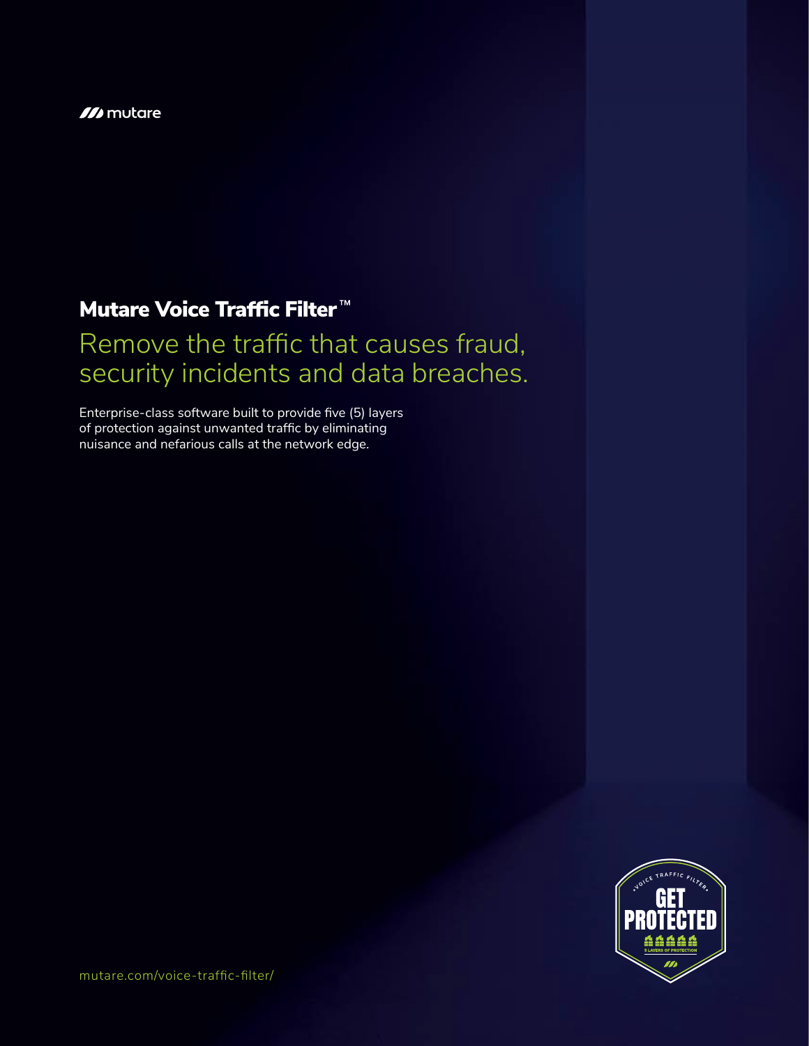mutare

# Mutare Voice Traffic Filter™

## Remove the traffic that causes fraud, security incidents and data breaches.

Enterprise-class software built to provide five (5) layers of protection against unwanted traffic by eliminating nuisance and nefarious calls at the network edge.

mutare.com/voice-traffic-filter/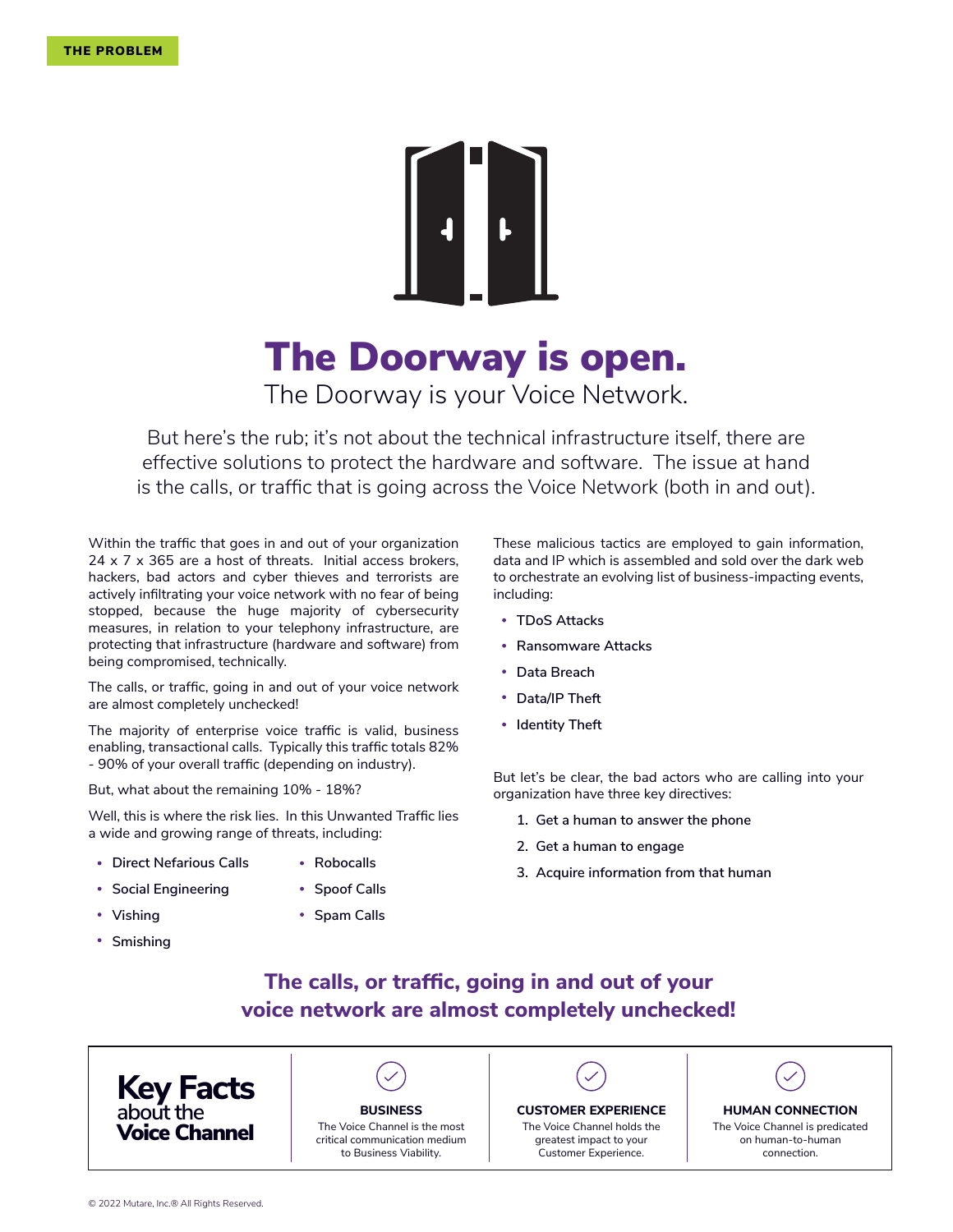THE PROBLEM

# The Doorway is open.

The Doorway is your Voice Network.

But here's the rub; it's not about the technical infrastructure itself, there are effective solutions to protect the hardware and software. The issue at hand is the calls, or traffic that is going across the Voice Network (both in and out).

Within the traffic that goes in and out of your organization 24 x 7 x 365 are a host of threats. Initial access brokers, hackers, bad actors and cyber thieves and terrorists are actively infiltrating your voice network with no fear of being stopped, because the huge majority of cybersecurity measures, in relation to your telephony infrastructure, are protecting that infrastructure (hardware and software) from being compromised, technically.

The calls, or traffic, going in and out of your voice network are almost completely unchecked!

The majority of enterprise voice traffic is valid, business enabling, transactional calls. Typically this traffic totals 82% - 90% of your overall traffic (depending on industry).

But, what about the remaining 10% - 18%?

Well, this is where the risk lies. In this Unwanted Traffic lies a wide and growing range of threats, including:

- Direct Nefarious Calls
- Social Engineering
- Vishing
- Smishing
- Robocalls
- Spoof Calls
- Spam Calls

These malicious tactics are employed to gain information, data and IP which is assembled and sold over the dark web to orchestrate an evolving list of business-impacting events, including:

- TDoS Attacks
- Ransomware Attacks
- Data Breach
- Data/IP Theft
- Identity Theft

But let's be clear, the bad actors who are calling into your organization have three key directives:

1. Get a human to answer the phone
2. Get a human to engage
3. Acquire information from that human

**The calls, or traffic, going in and out of your voice network are almost completely unchecked!**

## Key Facts about the Voice Channel

**BUSINESS**
The Voice Channel is the most critical communication medium to Business Viability.

**CUSTOMER EXPERIENCE**
The Voice Channel holds the greatest impact to your Customer Experience.

**HUMAN CONNECTION**
The Voice Channel is predicated on human-to-human connection.

© 2022 Mutare, Inc.® All Rights Reserved.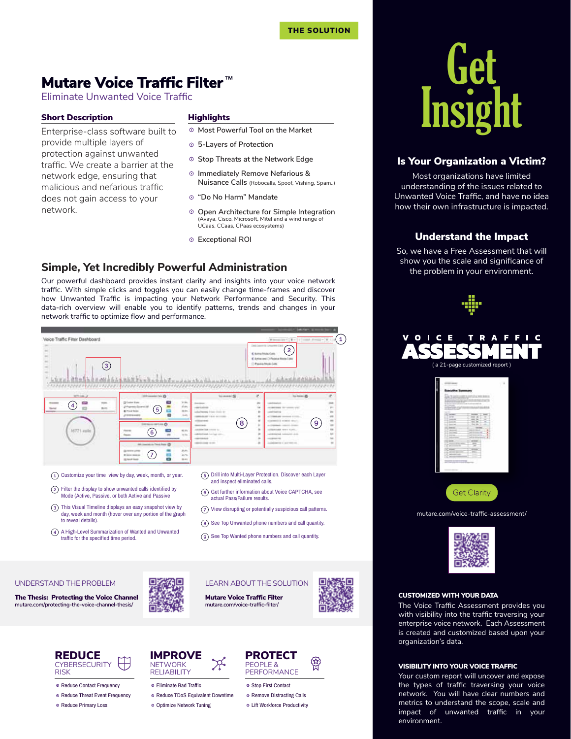THE SOLUTION

# Mutare Voice Traffic Filter™

Eliminate Unwanted Voice Traffic

### Short Description

Enterprise-class software built to provide multiple layers of protection against unwanted traffic. We create a barrier at the network edge, ensuring that malicious and nefarious traffic does not gain access to your network.

### Highlights

- Most Powerful Tool on the Market
- 5-Layers of Protection
- Stop Threats at the Network Edge
- Immediately Remove Nefarious & Nuisance Calls (Robocalls, Spoof, Vishing, Spam..)
- "Do No Harm" Mandate
- Open Architecture for Simple Integration (Avaya, Cisco, Microsoft, Mitel and a wind range of UCaas, CCaas, CPaas ecosystems)
- Exceptional ROI

## Simple, Yet Incredibly Powerful Administration

Our powerful dashboard provides instant clarity and insights into your voice network traffic. With simple clicks and toggles you can easily change time-frames and discover how Unwanted Traffic is impacting your Network Performance and Security. This data-rich overview will enable you to identify patterns, trends and changes in your network traffic to optimize flow and performance.

1. Customize your time view by day, week, month, or year.
2. Filter the display to show unwanted calls identified by Mode (Active, Passive, or both Active and Passive
3. This Visual Timeline displays an easy snapshot view by day, week and month (hover over any portion of the graph to reveal details).
4. A High-Level Summarization of Wanted and Unwanted traffic for the specified time period.
5. Drill into Multi-Layer Protection. Discover each Layer and inspect eliminated calls.
6. Get further information about Voice CAPTCHA, see actual Pass/Failure results.
7. View disrupting or potentially suspicious call patterns.
8. See Top Unwanted phone numbers and call quantity.
9. See Top Wanted phone numbers and call quantity.

UNDERSTAND THE PROBLEM

**The Thesis: Protecting the Voice Channel**
mutare.com/protecting-the-voice-channel-thesis/

LEARN ABOUT THE SOLUTION

**Mutare Voice Traffic Filter**
mutare.com/voice-traffic-filter/

**REDUCE** CYBERSECURITY RISK

- Reduce Contact Frequency
- Reduce Threat Event Frequency
- Reduce Primary Loss

**IMPROVE** NETWORK RELIABILITY

- Eliminate Bad Traffic
- Reduce TDoS Equivalent Downtime
- Optimize Network Tuning

**PROTECT** PEOPLE & PERFORMANCE

- Stop First Contact
- Remove Distracting Calls
- Lift Workforce Productivity

# Get Insight

### Is Your Organization a Victim?

Most organizations have limited understanding of the issues related to Unwanted Voice Traffic, and have no idea how their own infrastructure is impacted.

### Understand the Impact

So, we have a Free Assessment that will show you the scale and significance of the problem in your environment.

VOICE TRAFFIC ASSESSMENT

( a 21-page customized report )

Get Clarity

mutare.com/voice-traffic-assessment/

#### CUSTOMIZED WITH YOUR DATA

The Voice Traffic Assessment provides you with visibility into the traffic traversing your enterprise voice network. Each Assessment is created and customized based upon your organization's data.

#### VISIBILITY INTO YOUR VOICE TRAFFIC

Your custom report will uncover and expose the types of traffic traversing your voice network. You will have clear numbers and metrics to understand the scope, scale and impact of unwanted traffic in your environment.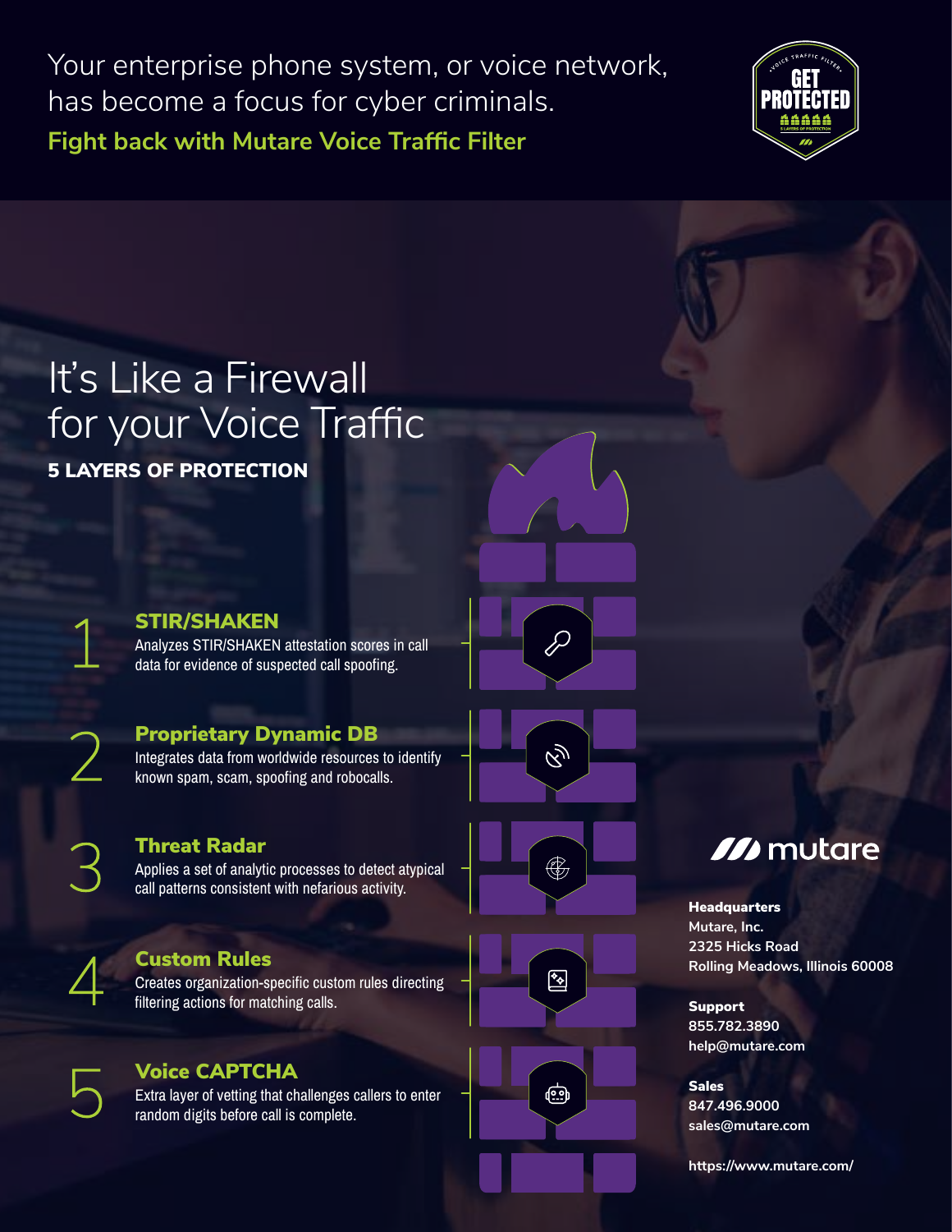Your enterprise phone system, or voice network, has become a focus for cyber criminals.

**Fight back with Mutare Voice Traffic Filter**

GET PROTECTED

# It's Like a Firewall for your Voice Traffic

**5 LAYERS OF PROTECTION**

1 **STIR/SHAKEN**
Analyzes STIR/SHAKEN attestation scores in call data for evidence of suspected call spoofing.

2 **Proprietary Dynamic DB**
Integrates data from worldwide resources to identify known spam, scam, spoofing and robocalls.

3 **Threat Radar**
Applies a set of analytic processes to detect atypical call patterns consistent with nefarious activity.

4 **Custom Rules**
Creates organization-specific custom rules directing filtering actions for matching calls.

5 **Voice CAPTCHA**
Extra layer of vetting that challenges callers to enter random digits before call is complete.

mutare

**Headquarters**
Mutare, Inc.
2325 Hicks Road
Rolling Meadows, Illinois 60008

**Support**
855.782.3890
help@mutare.com

**Sales**
847.496.9000
sales@mutare.com

https://www.mutare.com/